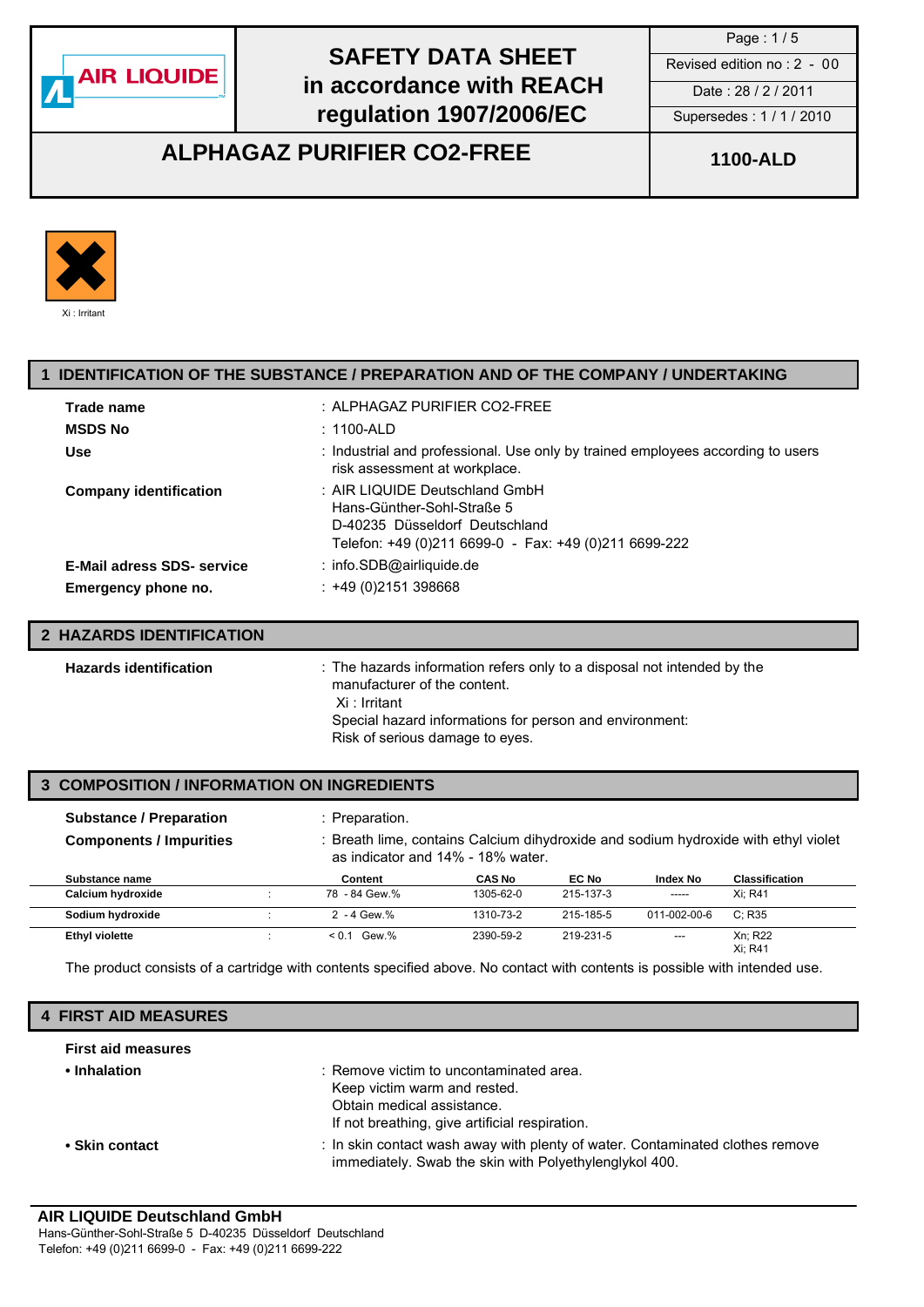# SAFETY DATA SHEET in accordance with REACH regulation 1907/2006/EC

Revised edition no : 2 - 00
Date : 28 / 2 / 2011
Supersedes : 1 / 1 / 2010

## ALPHAGAZ PURIFIER CO2-FREE

**1100-ALD**

Xi : Irritant

## 1 IDENTIFICATION OF THE SUBSTANCE / PREPARATION AND OF THE COMPANY / UNDERTAKING

**Trade name** : ALPHAGAZ PURIFIER CO2-FREE

**MSDS No** : 1100-ALD

**Use** : Industrial and professional. Use only by trained employees according to users risk assessment at workplace.

**Company identification** : AIR LIQUIDE Deutschland GmbH
Hans-Günther-Sohl-Straße 5
D-40235 Düsseldorf Deutschland
Telefon: +49 (0)211 6699-0 - Fax: +49 (0)211 6699-222

**E-Mail adress SDS- service** : info.SDB@airliquide.de

**Emergency phone no.** : +49 (0)2151 398668

## 2 HAZARDS IDENTIFICATION

**Hazards identification** : The hazards information refers only to a disposal not intended by the manufacturer of the content.
Xi : Irritant
Special hazard informations for person and environment:
Risk of serious damage to eyes.

## 3 COMPOSITION / INFORMATION ON INGREDIENTS

**Substance / Preparation** : Preparation.

**Components / Impurities** : Breath lime, contains Calcium dihydroxide and sodium hydroxide with ethyl violet as indicator and 14% - 18% water.

| Substance name | | Content | CAS No | EC No | Index No | Classification |
|---|---|---|---|---|---|---|
| Calcium hydroxide | : | 78 - 84 Gew.% | 1305-62-0 | 215-137-3 | ----- | Xi; R41 |
| Sodium hydroxide | : | 2 - 4 Gew.% | 1310-73-2 | 215-185-5 | 011-002-00-6 | C; R35 |
| Ethyl violette | : | < 0.1 Gew.% | 2390-59-2 | 219-231-5 | --- | Xn; R22<br>Xi; R41 |

The product consists of a cartridge with contents specified above. No contact with contents is possible with intended use.

## 4 FIRST AID MEASURES

**First aid measures**

**• Inhalation** : Remove victim to uncontaminated area.
Keep victim warm and rested.
Obtain medical assistance.
If not breathing, give artificial respiration.

**• Skin contact** : In skin contact wash away with plenty of water. Contaminated clothes remove immediately. Swab the skin with Polyethylenglykol 400.

**AIR LIQUIDE Deutschland GmbH**
Hans-Günther-Sohl-Straße 5 D-40235 Düsseldorf Deutschland
Telefon: +49 (0)211 6699-0 - Fax: +49 (0)211 6699-222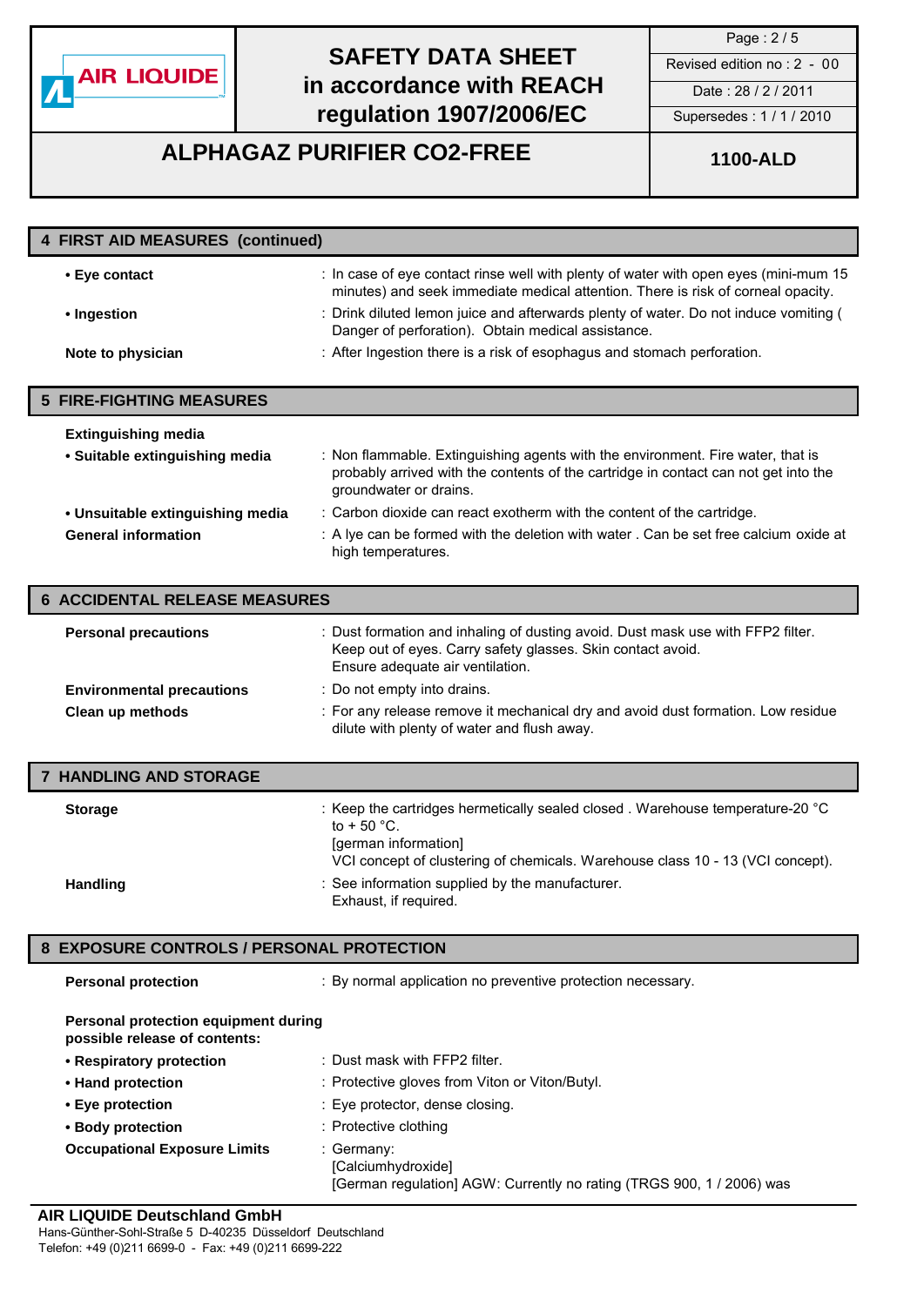## 4 FIRST AID MEASURES (continued)

| | |
|---|---|
| **• Eye contact** | : In case of eye contact rinse well with plenty of water with open eyes (mini-mum 15 minutes) and seek immediate medical attention. There is risk of corneal opacity. |
| **• Ingestion** | : Drink diluted lemon juice and afterwards plenty of water. Do not induce vomiting ( Danger of perforation). Obtain medical assistance. |
| **Note to physician** | : After Ingestion there is a risk of esophagus and stomach perforation. |

## 5 FIRE-FIGHTING MEASURES

**Extinguishing media**

| | |
|---|---|
| **• Suitable extinguishing media** | : Non flammable. Extinguishing agents with the environment. Fire water, that is probably arrived with the contents of the cartridge in contact can not get into the groundwater or drains. |
| **• Unsuitable extinguishing media** | : Carbon dioxide can react exotherm with the content of the cartridge. |
| **General information** | : A lye can be formed with the deletion with water . Can be set free calcium oxide at high temperatures. |

## 6 ACCIDENTAL RELEASE MEASURES

| | |
|---|---|
| **Personal precautions** | : Dust formation and inhaling of dusting avoid. Dust mask use with FFP2 filter. Keep out of eyes. Carry safety glasses. Skin contact avoid. Ensure adequate air ventilation. |
| **Environmental precautions** | : Do not empty into drains. |
| **Clean up methods** | : For any release remove it mechanical dry and avoid dust formation. Low residue dilute with plenty of water and flush away. |

## 7 HANDLING AND STORAGE

| | |
|---|---|
| **Storage** | : Keep the cartridges hermetically sealed closed . Warehouse temperature-20 °C to + 50 °C.<br>[german information]<br>VCI concept of clustering of chemicals. Warehouse class 10 - 13 (VCI concept). |
| **Handling** | : See information supplied by the manufacturer.<br>Exhaust, if required. |

## 8 EXPOSURE CONTROLS / PERSONAL PROTECTION

| | |
|---|---|
| **Personal protection** | : By normal application no preventive protection necessary. |

**Personal protection equipment during possible release of contents:**

| | |
|---|---|
| **• Respiratory protection** | : Dust mask with FFP2 filter. |
| **• Hand protection** | : Protective gloves from Viton or Viton/Butyl. |
| **• Eye protection** | : Eye protector, dense closing. |
| **• Body protection** | : Protective clothing |
| **Occupational Exposure Limits** | : Germany:<br>[Calciumhydroxide]<br>[German regulation] AGW: Currently no rating (TRGS 900, 1 / 2006) was |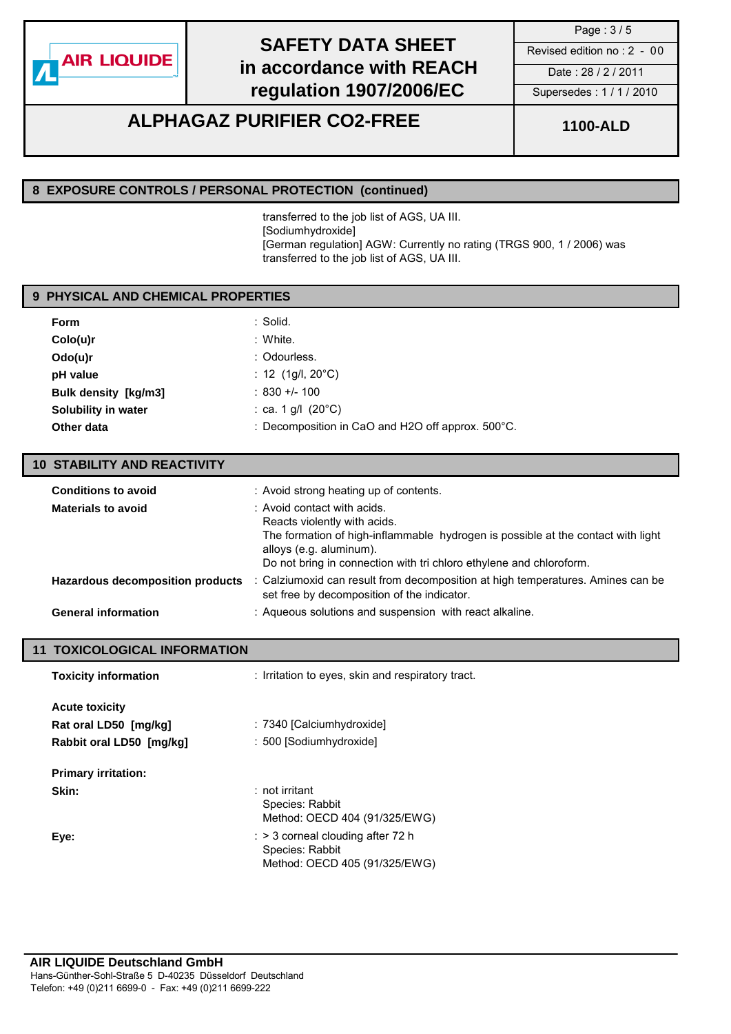## 8 EXPOSURE CONTROLS / PERSONAL PROTECTION (continued)

transferred to the job list of AGS, UA III.
[Sodiumhydroxide]
[German regulation] AGW: Currently no rating (TRGS 900, 1 / 2006) was transferred to the job list of AGS, UA III.

## 9 PHYSICAL AND CHEMICAL PROPERTIES

| | |
|---|---|
| **Form** | : Solid. |
| **Colo(u)r** | : White. |
| **Odo(u)r** | : Odourless. |
| **pH value** | : 12 (1g/l, 20°C) |
| **Bulk density [kg/m3]** | : 830 +/- 100 |
| **Solubility in water** | : ca. 1 g/l (20°C) |
| **Other data** | : Decomposition in CaO and $H_2O$ off approx. 500°C. |

## 10 STABILITY AND REACTIVITY

| | |
|---|---|
| **Conditions to avoid** | : Avoid strong heating up of contents. |
| **Materials to avoid** | : Avoid contact with acids. Reacts violently with acids. The formation of high-inflammable hydrogen is possible at the contact with light alloys (e.g. aluminum). Do not bring in connection with tri chloro ethylene and chloroform. |
| **Hazardous decomposition products** | : Calziumoxid can result from decomposition at high temperatures. Amines can be set free by decomposition of the indicator. |
| **General information** | : Aqueous solutions and suspension with react alkaline. |

## 11 TOXICOLOGICAL INFORMATION

| | |
|---|---|
| **Toxicity information** | : Irritation to eyes, skin and respiratory tract. |

**Acute toxicity**

| | |
|---|---|
| **Rat oral LD50 [mg/kg]** | : 7340 [Calciumhydroxide] |
| **Rabbit oral LD50 [mg/kg]** | : 500 [Sodiumhydroxide] |

**Primary irritation:**

| | |
|---|---|
| **Skin:** | : not irritant<br>Species: Rabbit<br>Method: OECD 404 (91/325/EWG) |
| **Eye:** | : > 3 corneal clouding after 72 h<br>Species: Rabbit<br>Method: OECD 405 (91/325/EWG) |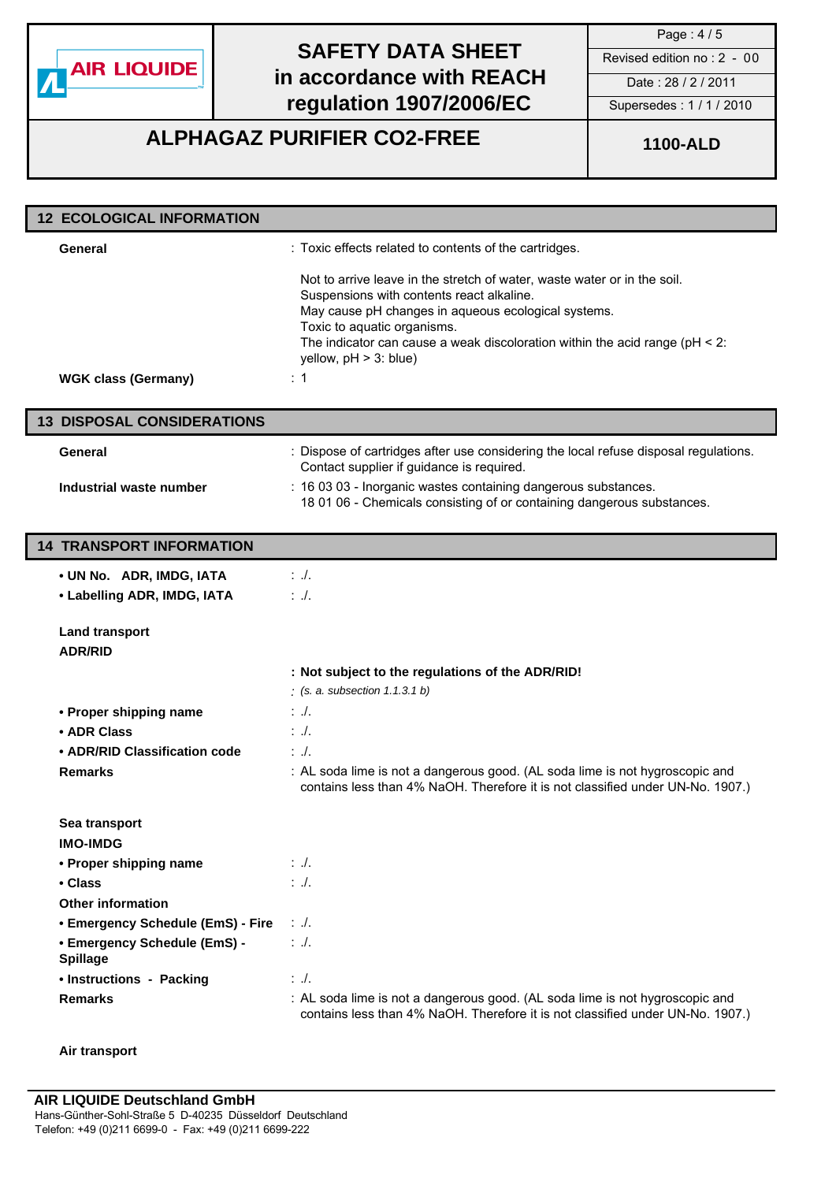## 12 ECOLOGICAL INFORMATION

**General** : Toxic effects related to contents of the cartridges.

Not to arrive leave in the stretch of water, waste water or in the soil.
Suspensions with contents react alkaline.
May cause pH changes in aqueous ecological systems.
Toxic to aquatic organisms.
The indicator can cause a weak discoloration within the acid range (pH < 2: yellow, pH > 3: blue)

**WGK class (Germany)** : 1

## 13 DISPOSAL CONSIDERATIONS

**General** : Dispose of cartridges after use considering the local refuse disposal regulations. Contact supplier if guidance is required.

**Industrial waste number** : 16 03 03 - Inorganic wastes containing dangerous substances.
18 01 06 - Chemicals consisting of or containing dangerous substances.

## 14 TRANSPORT INFORMATION

- **UN No. ADR, IMDG, IATA** : ./.
- **Labelling ADR, IMDG, IATA** : ./.

**Land transport**

**ADR/RID**

**: Not subject to the regulations of the ADR/RID!**

*: (s. a. subsection 1.1.3.1 b)*

- **Proper shipping name** : ./.
- **ADR Class** : ./.
- **ADR/RID Classification code** : ./.

**Remarks** : AL soda lime is not a dangerous good. (AL soda lime is not hygroscopic and contains less than 4% NaOH. Therefore it is not classified under UN-No. 1907.)

**Sea transport**

**IMO-IMDG**

- **Proper shipping name** : ./.
- **Class** : ./.

**Other information**

- **Emergency Schedule (EmS) - Fire** : ./.
- **Emergency Schedule (EmS) - Spillage** : ./.
- **Instructions - Packing** : ./.

**Remarks** : AL soda lime is not a dangerous good. (AL soda lime is not hygroscopic and contains less than 4% NaOH. Therefore it is not classified under UN-No. 1907.)

**Air transport**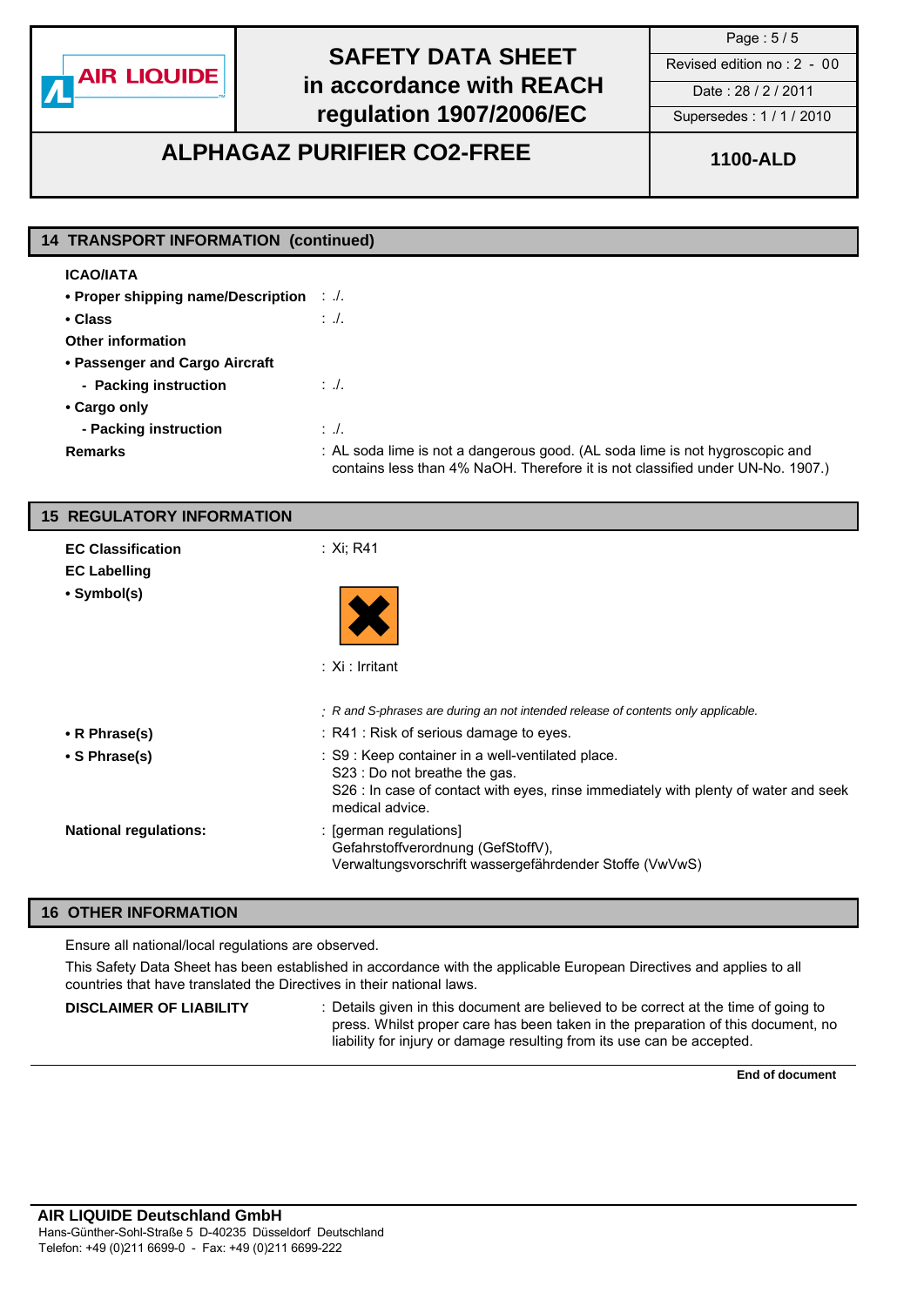## 14 TRANSPORT INFORMATION (continued)

**ICAO/IATA**

| | |
|---|---|
| **• Proper shipping name/Description** | : ./. |
| **• Class** | : ./. |
| **Other information** | |
| **• Passenger and Cargo Aircraft** | |
| **- Packing instruction** | : ./. |
| **• Cargo only** | |
| **- Packing instruction** | : ./. |
| **Remarks** | : AL soda lime is not a dangerous good. (AL soda lime is not hygroscopic and contains less than 4% NaOH. Therefore it is not classified under UN-No. 1907.) |

## 15 REGULATORY INFORMATION

| | |
|---|---|
| **EC Classification** | : Xi; R41 |
| **EC Labelling** | |
| **• Symbol(s)** | : Xi : Irritant |
| | : *R and S-phrases are during an not intended release of contents only applicable.* |
| **• R Phrase(s)** | : R41 : Risk of serious damage to eyes. |
| **• S Phrase(s)** | : S9 : Keep container in a well-ventilated place.<br>S23 : Do not breathe the gas.<br>S26 : In case of contact with eyes, rinse immediately with plenty of water and seek medical advice. |
| **National regulations:** | : [german regulations]<br>Gefahrstoffverordnung (GefStoffV),<br>Verwaltungsvorschrift wassergefährdender Stoffe (VwVwS) |

## 16 OTHER INFORMATION

Ensure all national/local regulations are observed.

This Safety Data Sheet has been established in accordance with the applicable European Directives and applies to all countries that have translated the Directives in their national laws.

**DISCLAIMER OF LIABILITY** : Details given in this document are believed to be correct at the time of going to press. Whilst proper care has been taken in the preparation of this document, no liability for injury or damage resulting from its use can be accepted.

**End of document**